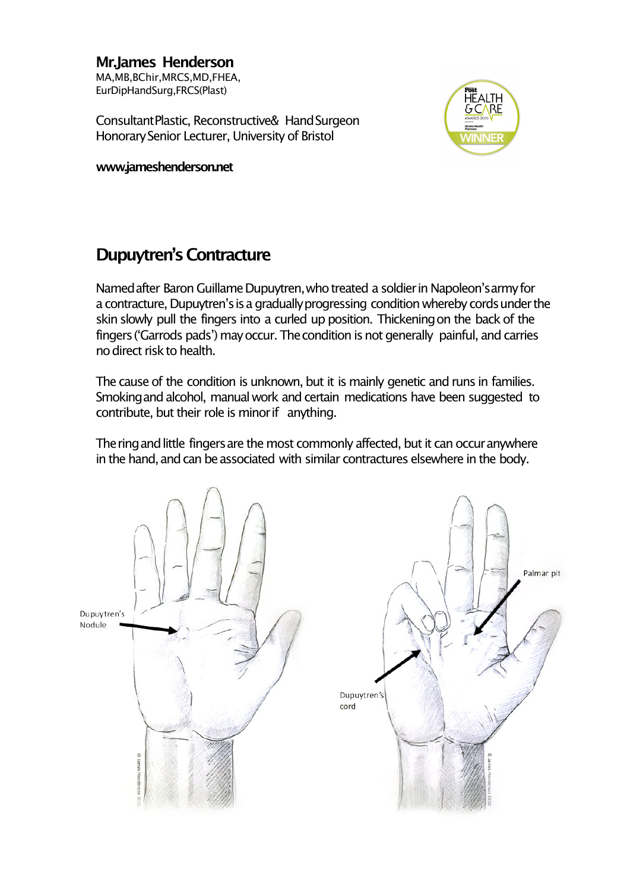**Mr.James Henderson**
MA,MB,BChir,MRCS,MD,FHEA,
EurDipHandSurg,FRCS(Plast)

Consultant Plastic, Reconstructive & Hand Surgeon
Honorary Senior Lecturer, University of Bristol

**www.jameshenderson.net**

## Dupuytren's Contracture

Named after Baron Guillame Dupuytren, who treated a soldier in Napoleon's army for a contracture, Dupuytren's is a gradually progressing condition whereby cords under the skin slowly pull the fingers into a curled up position. Thickening on the back of the fingers ('Garrods pads') may occur. The condition is not generally painful, and carries no direct risk to health.

The cause of the condition is unknown, but it is mainly genetic and runs in families. Smoking and alcohol, manual work and certain medications have been suggested to contribute, but their role is minor if anything.

The ring and little fingers are the most commonly affected, but it can occur anywhere in the hand, and can be associated with similar contractures elsewhere in the body.

Dupuytren's Nodule

Palmar pit

Dupuytren's cord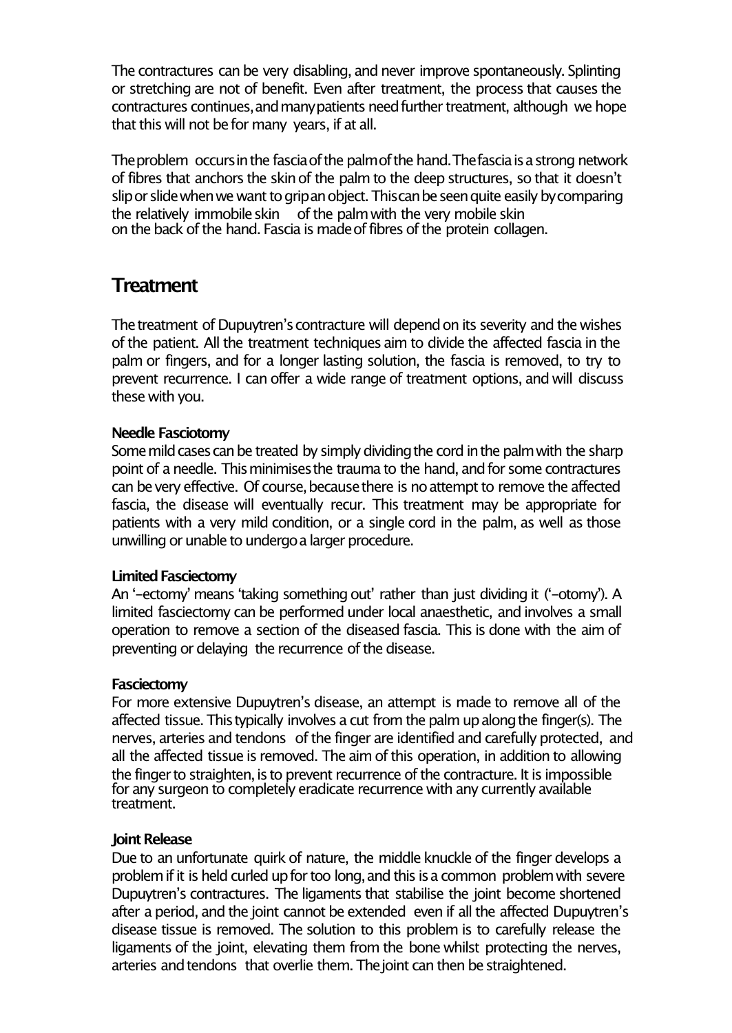The contractures can be very disabling, and never improve spontaneously. Splinting or stretching are not of benefit. Even after treatment, the process that causes the contractures continues, and many patients need further treatment, although we hope that this will not be for many years, if at all.

The problem occurs in the fascia of the palm of the hand. The fascia is a strong network of fibres that anchors the skin of the palm to the deep structures, so that it doesn't slip or slide when we want to grip an object. This can be seen quite easily by comparing the relatively immobile skin of the palm with the very mobile skin on the back of the hand. Fascia is made of fibres of the protein collagen.

## Treatment

The treatment of Dupuytren's contracture will depend on its severity and the wishes of the patient. All the treatment techniques aim to divide the affected fascia in the palm or fingers, and for a longer lasting solution, the fascia is removed, to try to prevent recurrence. I can offer a wide range of treatment options, and will discuss these with you.

**Needle Fasciotomy**
Some mild cases can be treated by simply dividing the cord in the palm with the sharp point of a needle. This minimises the trauma to the hand, and for some contractures can be very effective. Of course, because there is no attempt to remove the affected fascia, the disease will eventually recur. This treatment may be appropriate for patients with a very mild condition, or a single cord in the palm, as well as those unwilling or unable to undergo a larger procedure.

**Limited Fasciectomy**
An '–ectomy' means 'taking something out' rather than just dividing it ('–otomy'). A limited fasciectomy can be performed under local anaesthetic, and involves a small operation to remove a section of the diseased fascia. This is done with the aim of preventing or delaying the recurrence of the disease.

**Fasciectomy**
For more extensive Dupuytren's disease, an attempt is made to remove all of the affected tissue. This typically involves a cut from the palm up along the finger(s). The nerves, arteries and tendons of the finger are identified and carefully protected, and all the affected tissue is removed. The aim of this operation, in addition to allowing the finger to straighten, is to prevent recurrence of the contracture. It is impossible for any surgeon to completely eradicate recurrence with any currently available treatment.

**Joint Release**
Due to an unfortunate quirk of nature, the middle knuckle of the finger develops a problem if it is held curled up for too long, and this is a common problem with severe Dupuytren's contractures. The ligaments that stabilise the joint become shortened after a period, and the joint cannot be extended even if all the affected Dupuytren's disease tissue is removed. The solution to this problem is to carefully release the ligaments of the joint, elevating them from the bone whilst protecting the nerves, arteries and tendons that overlie them. The joint can then be straightened.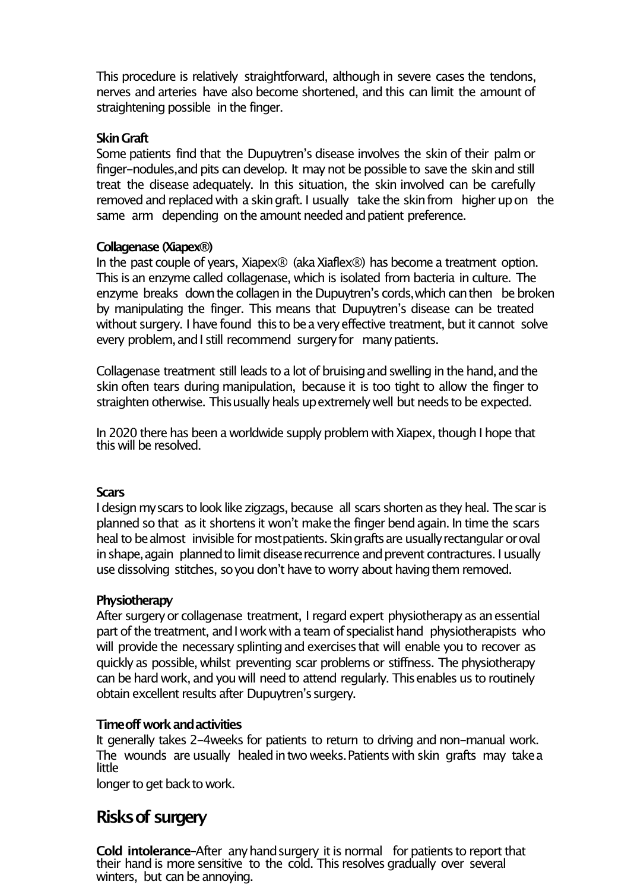This procedure is relatively straightforward, although in severe cases the tendons, nerves and arteries have also become shortened, and this can limit the amount of straightening possible in the finger.

**Skin Graft**

Some patients find that the Dupuytren's disease involves the skin of their palm or finger-nodules,and pits can develop. It may not be possible to save the skin and still treat the disease adequately. In this situation, the skin involved can be carefully removed and replaced with a skin graft. I usually take the skin from higher up on the same arm depending on the amount needed and patient preference.

**Collagenase (Xiapex®)**

In the past couple of years, Xiapex® (aka Xiaflex®) has become a treatment option. This is an enzyme called collagenase, which is isolated from bacteria in culture. The enzyme breaks down the collagen in the Dupuytren's cords,which can then be broken by manipulating the finger. This means that Dupuytren's disease can be treated without surgery. I have found this to be a very effective treatment, but it cannot solve every problem, and I still recommend surgery for many patients.

Collagenase treatment still leads to a lot of bruising and swelling in the hand, and the skin often tears during manipulation, because it is too tight to allow the finger to straighten otherwise. This usually heals up extremely well but needs to be expected.

In 2020 there has been a worldwide supply problem with Xiapex, though I hope that this will be resolved.

**Scars**

I design my scars to look like zigzags, because all scars shorten as they heal. The scar is planned so that as it shortens it won't make the finger bend again. In time the scars heal to be almost invisible for most patients. Skin grafts are usually rectangular or oval in shape, again planned to limit disease recurrence and prevent contractures. I usually use dissolving stitches, so you don't have to worry about having them removed.

**Physiotherapy**

After surgery or collagenase treatment, I regard expert physiotherapy as an essential part of the treatment, and I work with a team of specialist hand physiotherapists who will provide the necessary splinting and exercises that will enable you to recover as quickly as possible, whilst preventing scar problems or stiffness. The physiotherapy can be hard work, and you will need to attend regularly. This enables us to routinely obtain excellent results after Dupuytren's surgery.

**Time off work and activities**

It generally takes 2-4weeks for patients to return to driving and non-manual work. The wounds are usually healed in two weeks. Patients with skin grafts may take a little longer to get back to work.

## Risks of surgery

**Cold intolerance**-After any hand surgery it is normal for patients to report that their hand is more sensitive to the cold. This resolves gradually over several winters, but can be annoying.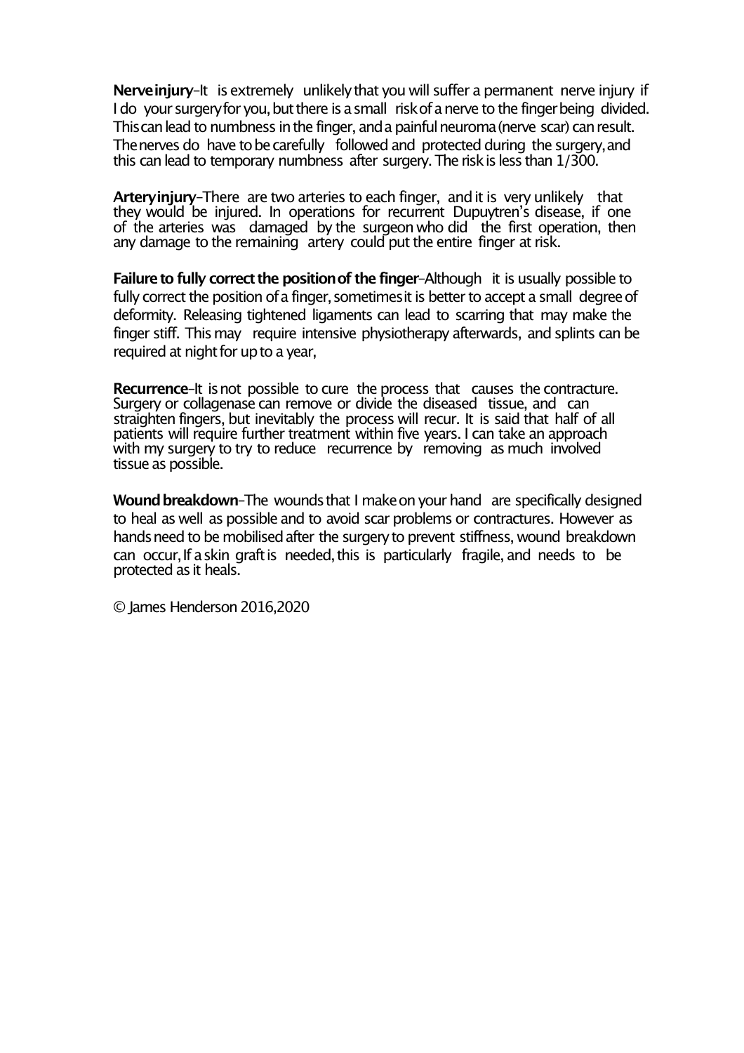**Nerve injury**–It is extremely unlikely that you will suffer a permanent nerve injury if I do your surgery for you, but there is a small risk of a nerve to the finger being divided. This can lead to numbness in the finger, and a painful neuroma (nerve scar) can result. The nerves do have to be carefully followed and protected during the surgery, and this can lead to temporary numbness after surgery. The risk is less than 1/300.

**Artery injury**–There are two arteries to each finger, and it is very unlikely that they would be injured. In operations for recurrent Dupuytren's disease, if one of the arteries was damaged by the surgeon who did the first operation, then any damage to the remaining artery could put the entire finger at risk.

**Failure to fully correct the position of the finger**–Although it is usually possible to fully correct the position of a finger, sometimes it is better to accept a small degree of deformity. Releasing tightened ligaments can lead to scarring that may make the finger stiff. This may require intensive physiotherapy afterwards, and splints can be required at night for up to a year,

**Recurrence**–It is not possible to cure the process that causes the contracture. Surgery or collagenase can remove or divide the diseased tissue, and can straighten fingers, but inevitably the process will recur. It is said that half of all patients will require further treatment within five years. I can take an approach with my surgery to try to reduce recurrence by removing as much involved tissue as possible.

**Wound breakdown**–The wounds that I make on your hand are specifically designed to heal as well as possible and to avoid scar problems or contractures. However as hands need to be mobilised after the surgery to prevent stiffness, wound breakdown can occur, If a skin graft is needed, this is particularly fragile, and needs to be protected as it heals.

© James Henderson 2016,2020